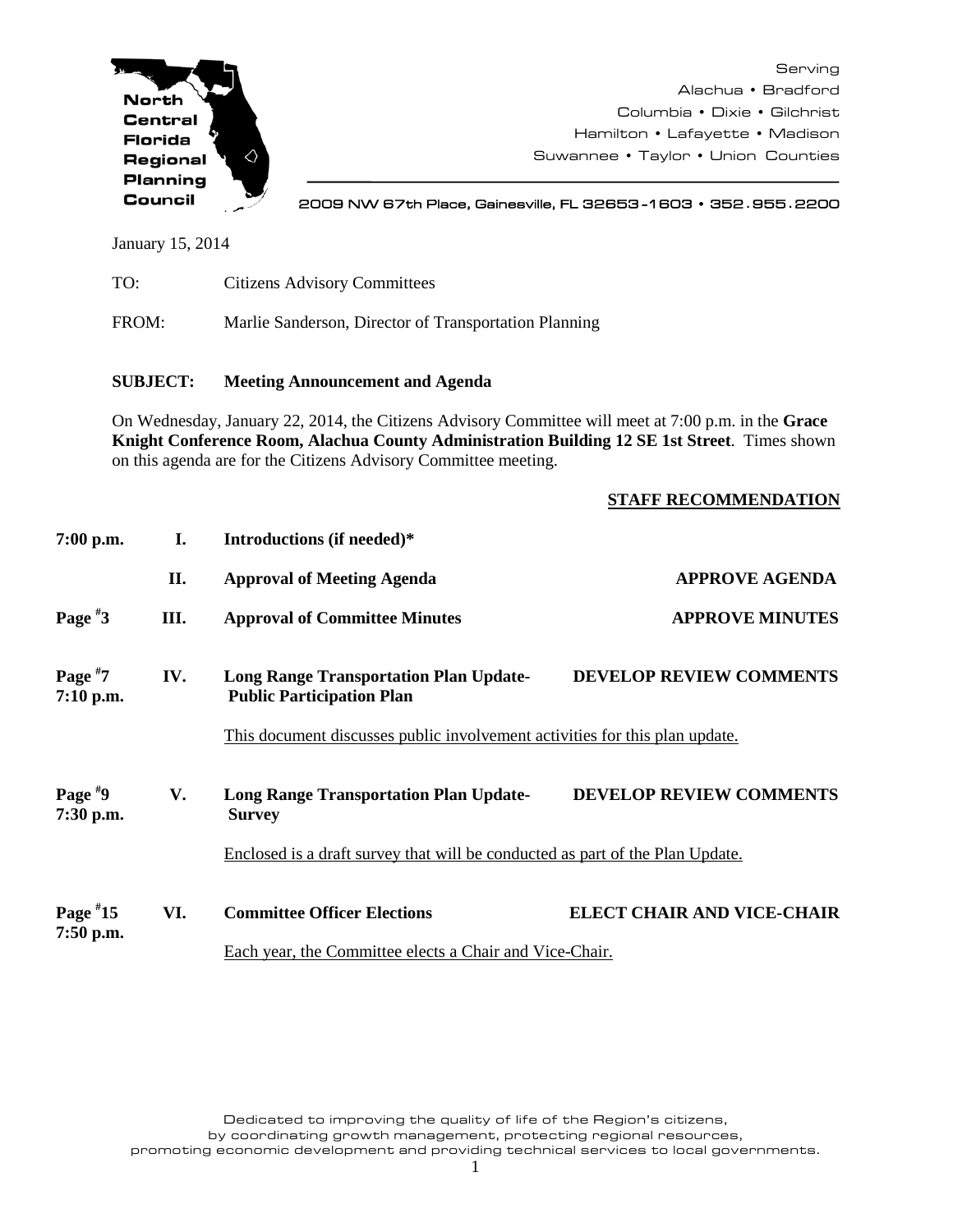**North Central Florida Regional Planning Council**

Serving
Alachua • Bradford
Columbia • Dixie • Gilchrist
Hamilton • Lafayette • Madison
Suwannee • Taylor • Union Counties

2009 NW 67th Place, Gainesville, FL 32653-1603 • 352.955.2200

January 15, 2014

TO: Citizens Advisory Committees

FROM: Marlie Sanderson, Director of Transportation Planning

**SUBJECT: Meeting Announcement and Agenda**

On Wednesday, January 22, 2014, the Citizens Advisory Committee will meet at 7:00 p.m. in the **Grace Knight Conference Room, Alachua County Administration Building 12 SE 1st Street**. Times shown on this agenda are for the Citizens Advisory Committee meeting.

| | | | **STAFF RECOMMENDATION** |
|---|---|---|---|
| 7:00 p.m. | I. | **Introductions (if needed)*** | |
| | II. | **Approval of Meeting Agenda** | **APPROVE AGENDA** |
| Page #3 | III. | **Approval of Committee Minutes** | **APPROVE MINUTES** |
| Page #7<br>7:10 p.m. | IV. | **Long Range Transportation Plan Update-Public Participation Plan**<br><br>This document discusses public involvement activities for this plan update. | **DEVELOP REVIEW COMMENTS** |
| Page #9<br>7:30 p.m. | V. | **Long Range Transportation Plan Update-Survey**<br><br>Enclosed is a draft survey that will be conducted as part of the Plan Update. | **DEVELOP REVIEW COMMENTS** |
| Page #15<br>7:50 p.m. | VI. | **Committee Officer Elections**<br><br>Each year, the Committee elects a Chair and Vice-Chair. | **ELECT CHAIR AND VICE-CHAIR** |

Dedicated to improving the quality of life of the Region's citizens, by coordinating growth management, protecting regional resources, promoting economic development and providing technical services to local governments.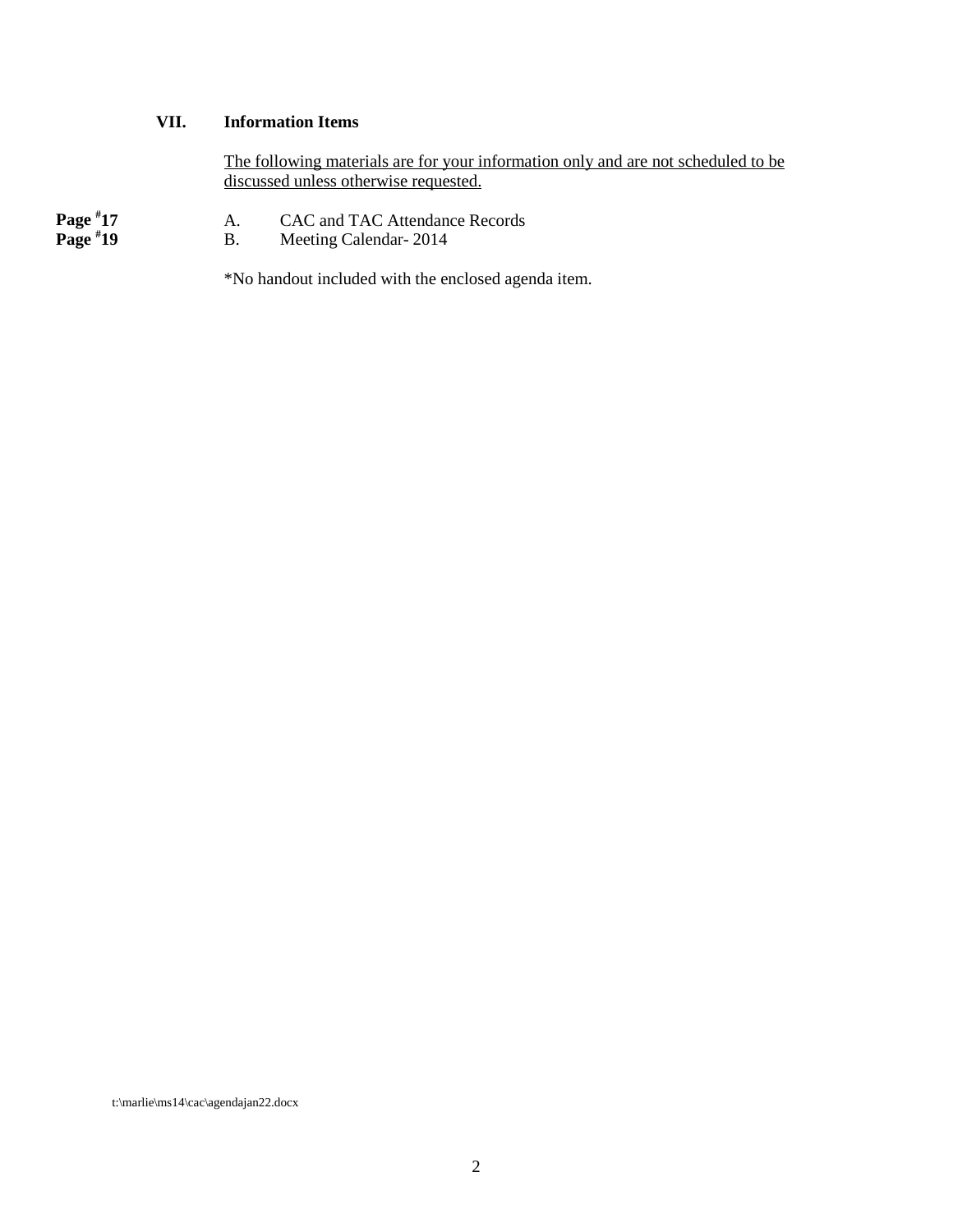## VII. Information Items

The following materials are for your information only and are not scheduled to be discussed unless otherwise requested.

**Page #17** A. CAC and TAC Attendance Records
**Page #19** B. Meeting Calendar- 2014

*No handout included with the enclosed agenda item.

t:\marlie\ms14\cac\agendajan22.docx